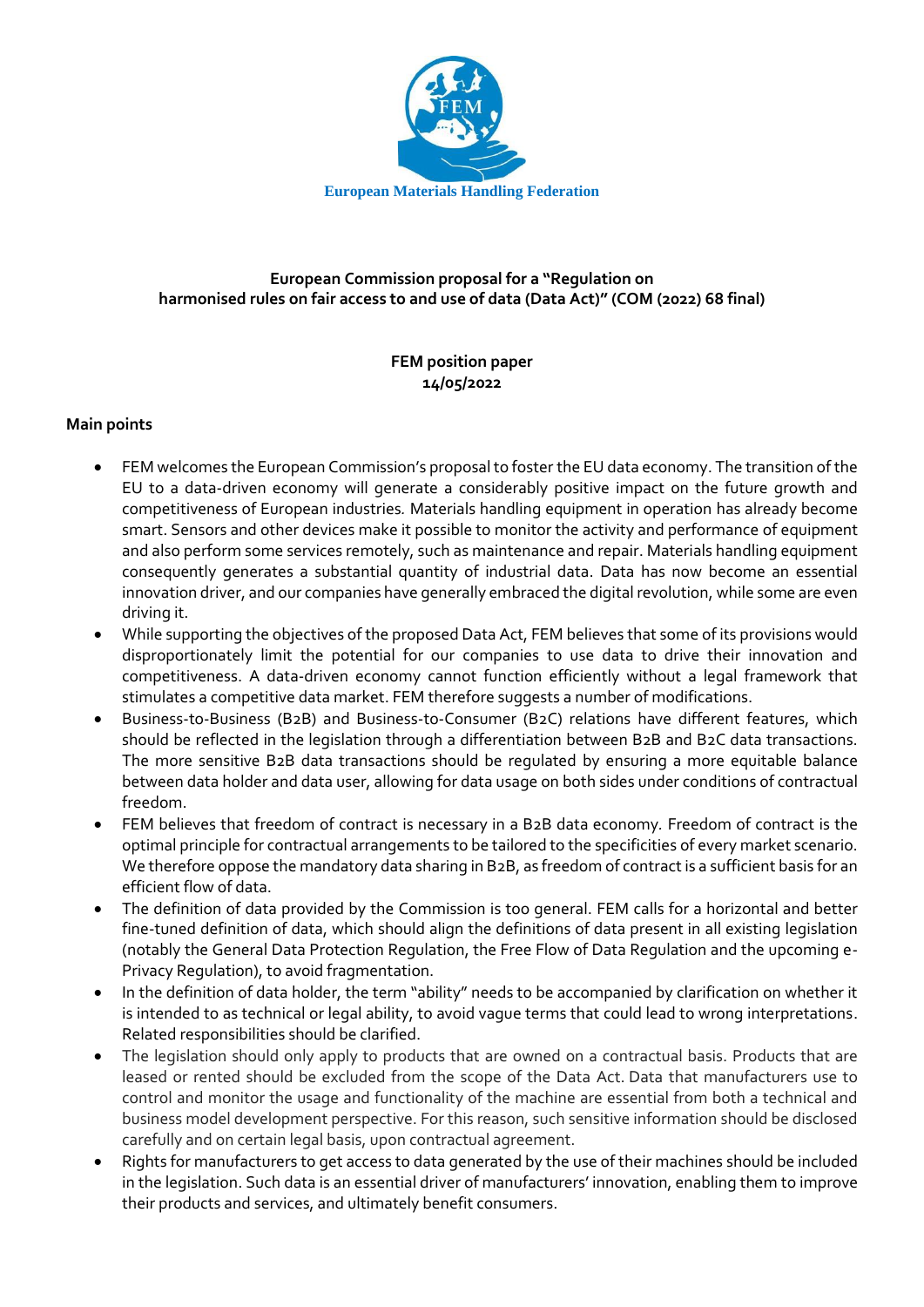European Materials Handling Federation

**European Commission proposal for a "Regulation on harmonised rules on fair access to and use of data (Data Act)" (COM (2022) 68 final)**

**FEM position paper**
**14/05/2022**

**Main points**

- FEM welcomes the European Commission's proposal to foster the EU data economy. The transition of the EU to a data-driven economy will generate a considerably positive impact on the future growth and competitiveness of European industries. Materials handling equipment in operation has already become smart. Sensors and other devices make it possible to monitor the activity and performance of equipment and also perform some services remotely, such as maintenance and repair. Materials handling equipment consequently generates a substantial quantity of industrial data. Data has now become an essential innovation driver, and our companies have generally embraced the digital revolution, while some are even driving it.
- While supporting the objectives of the proposed Data Act, FEM believes that some of its provisions would disproportionately limit the potential for our companies to use data to drive their innovation and competitiveness. A data-driven economy cannot function efficiently without a legal framework that stimulates a competitive data market. FEM therefore suggests a number of modifications.
- Business-to-Business (B2B) and Business-to-Consumer (B2C) relations have different features, which should be reflected in the legislation through a differentiation between B2B and B2C data transactions. The more sensitive B2B data transactions should be regulated by ensuring a more equitable balance between data holder and data user, allowing for data usage on both sides under conditions of contractual freedom.
- FEM believes that freedom of contract is necessary in a B2B data economy. Freedom of contract is the optimal principle for contractual arrangements to be tailored to the specificities of every market scenario. We therefore oppose the mandatory data sharing in B2B, as freedom of contract is a sufficient basis for an efficient flow of data.
- The definition of data provided by the Commission is too general. FEM calls for a horizontal and better fine-tuned definition of data, which should align the definitions of data present in all existing legislation (notably the General Data Protection Regulation, the Free Flow of Data Regulation and the upcoming e-Privacy Regulation), to avoid fragmentation.
- In the definition of data holder, the term "ability" needs to be accompanied by clarification on whether it is intended to as technical or legal ability, to avoid vague terms that could lead to wrong interpretations. Related responsibilities should be clarified.
- The legislation should only apply to products that are owned on a contractual basis. Products that are leased or rented should be excluded from the scope of the Data Act. Data that manufacturers use to control and monitor the usage and functionality of the machine are essential from both a technical and business model development perspective. For this reason, such sensitive information should be disclosed carefully and on certain legal basis, upon contractual agreement.
- Rights for manufacturers to get access to data generated by the use of their machines should be included in the legislation. Such data is an essential driver of manufacturers' innovation, enabling them to improve their products and services, and ultimately benefit consumers.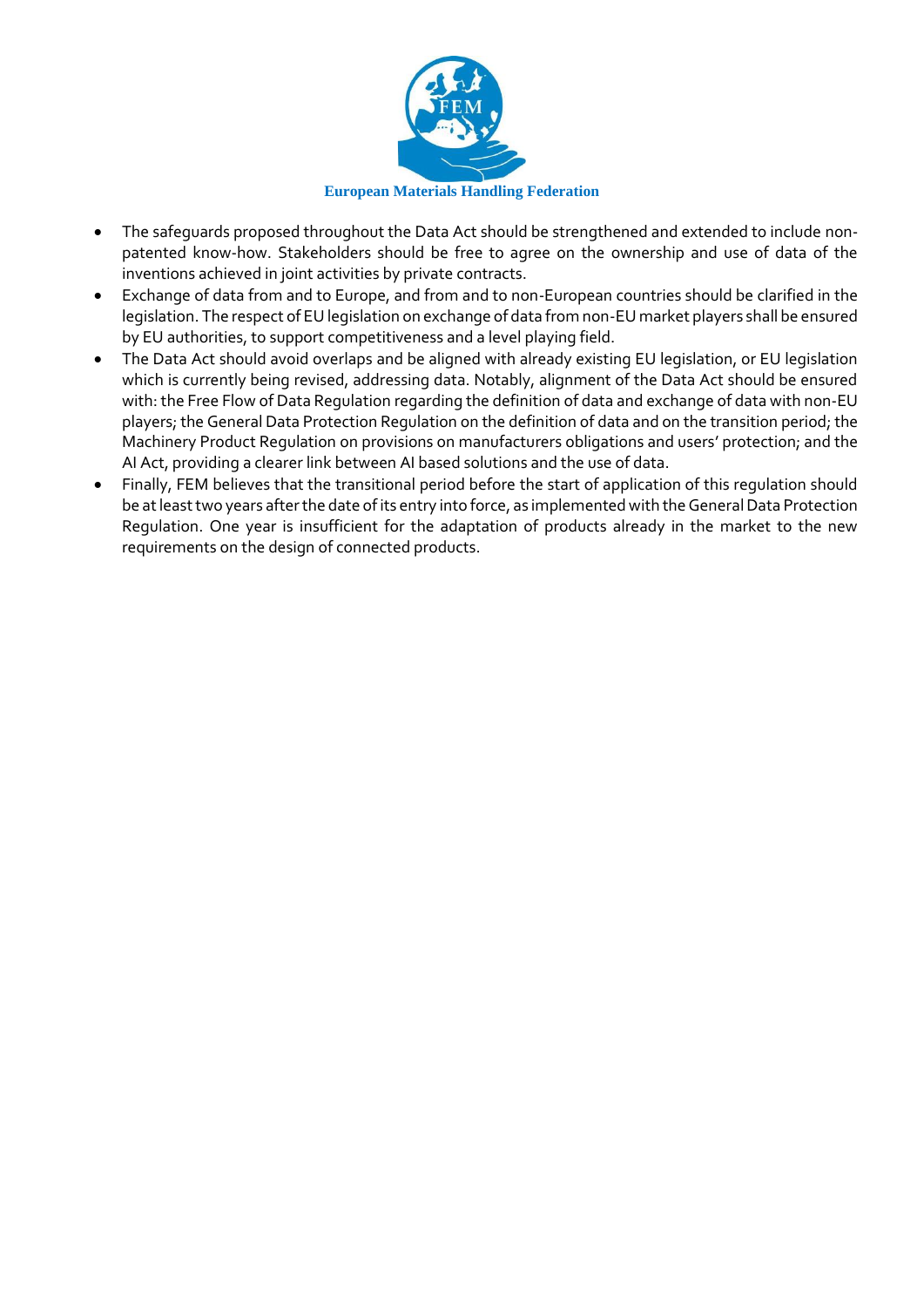- The safeguards proposed throughout the Data Act should be strengthened and extended to include non-patented know-how. Stakeholders should be free to agree on the ownership and use of data of the inventions achieved in joint activities by private contracts.
- Exchange of data from and to Europe, and from and to non-European countries should be clarified in the legislation. The respect of EU legislation on exchange of data from non-EU market players shall be ensured by EU authorities, to support competitiveness and a level playing field.
- The Data Act should avoid overlaps and be aligned with already existing EU legislation, or EU legislation which is currently being revised, addressing data. Notably, alignment of the Data Act should be ensured with: the Free Flow of Data Regulation regarding the definition of data and exchange of data with non-EU players; the General Data Protection Regulation on the definition of data and on the transition period; the Machinery Product Regulation on provisions on manufacturers obligations and users' protection; and the AI Act, providing a clearer link between AI based solutions and the use of data.
- Finally, FEM believes that the transitional period before the start of application of this regulation should be at least two years after the date of its entry into force, as implemented with the General Data Protection Regulation. One year is insufficient for the adaptation of products already in the market to the new requirements on the design of connected products.